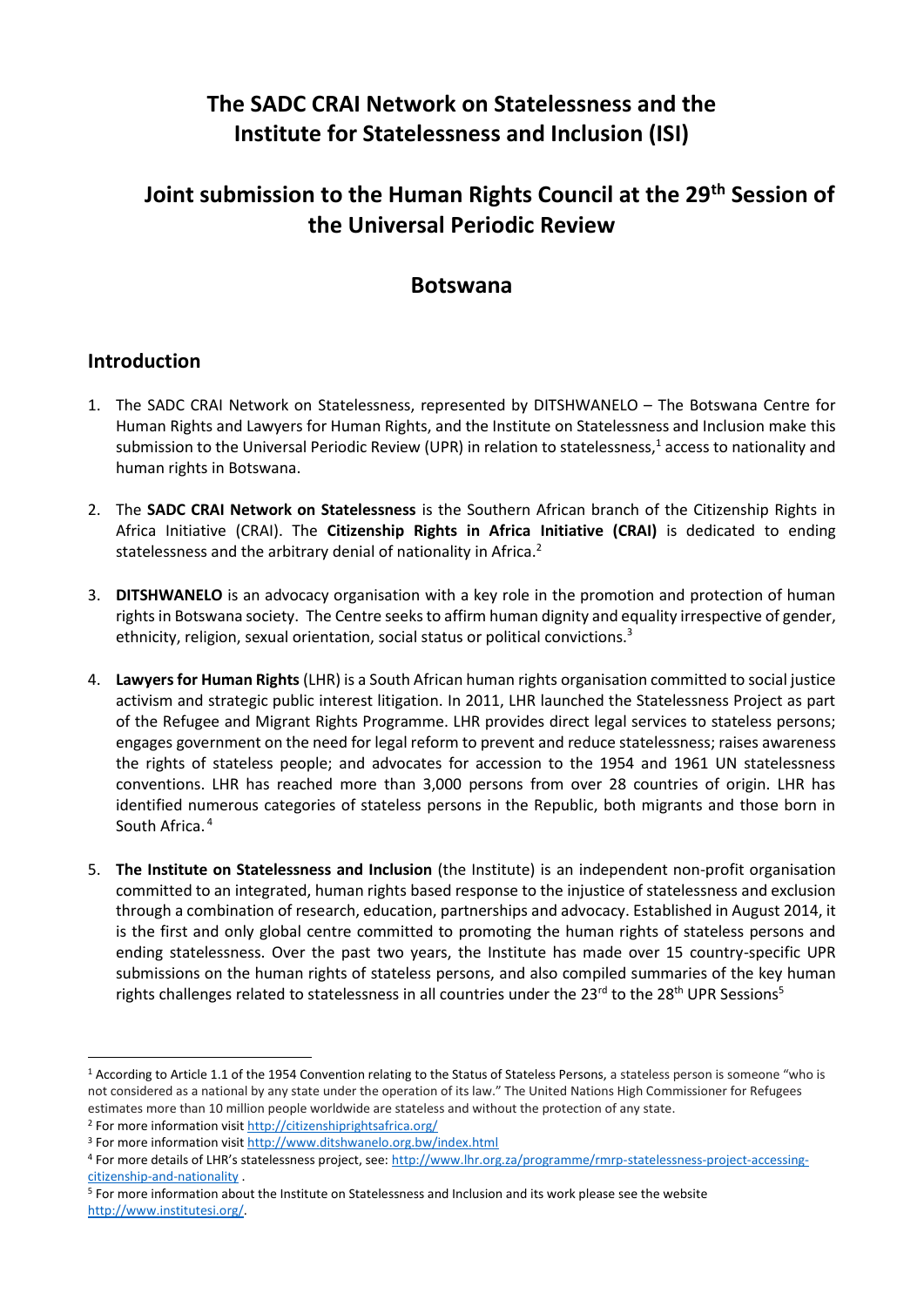# The SADC CRAI Network on Statelessness and the Institute for Statelessness and Inclusion (ISI)

# Joint submission to the Human Rights Council at the 29th Session of the Universal Periodic Review

# Botswana

## Introduction

1. The SADC CRAI Network on Statelessness, represented by DITSHWANELO – The Botswana Centre for Human Rights and Lawyers for Human Rights, and the Institute on Statelessness and Inclusion make this submission to the Universal Periodic Review (UPR) in relation to statelessness,[1] access to nationality and human rights in Botswana.

2. The **SADC CRAI Network on Statelessness** is the Southern African branch of the Citizenship Rights in Africa Initiative (CRAI). The **Citizenship Rights in Africa Initiative (CRAI)** is dedicated to ending statelessness and the arbitrary denial of nationality in Africa.[2]

3. **DITSHWANELO** is an advocacy organisation with a key role in the promotion and protection of human rights in Botswana society. The Centre seeks to affirm human dignity and equality irrespective of gender, ethnicity, religion, sexual orientation, social status or political convictions.[3]

4. **Lawyers for Human Rights** (LHR) is a South African human rights organisation committed to social justice activism and strategic public interest litigation. In 2011, LHR launched the Statelessness Project as part of the Refugee and Migrant Rights Programme. LHR provides direct legal services to stateless persons; engages government on the need for legal reform to prevent and reduce statelessness; raises awareness the rights of stateless people; and advocates for accession to the 1954 and 1961 UN statelessness conventions. LHR has reached more than 3,000 persons from over 28 countries of origin. LHR has identified numerous categories of stateless persons in the Republic, both migrants and those born in South Africa.[4]

5. **The Institute on Statelessness and Inclusion** (the Institute) is an independent non-profit organisation committed to an integrated, human rights based response to the injustice of statelessness and exclusion through a combination of research, education, partnerships and advocacy. Established in August 2014, it is the first and only global centre committed to promoting the human rights of stateless persons and ending statelessness. Over the past two years, the Institute has made over 15 country-specific UPR submissions on the human rights of stateless persons, and also compiled summaries of the key human rights challenges related to statelessness in all countries under the 23rd to the 28th UPR Sessions[5]

---

[1] According to Article 1.1 of the 1954 Convention relating to the Status of Stateless Persons, a stateless person is someone "who is not considered as a national by any state under the operation of its law." The United Nations High Commissioner for Refugees estimates more than 10 million people worldwide are stateless and without the protection of any state.

[2] For more information visit http://citizenshiprightsafrica.org/

[3] For more information visit http://www.ditshwanelo.org.bw/index.html

[4] For more details of LHR's statelessness project, see: http://www.lhr.org.za/programme/rmrp-statelessness-project-accessing-citizenship-and-nationality .

[5] For more information about the Institute on Statelessness and Inclusion and its work please see the website http://www.institutesi.org/.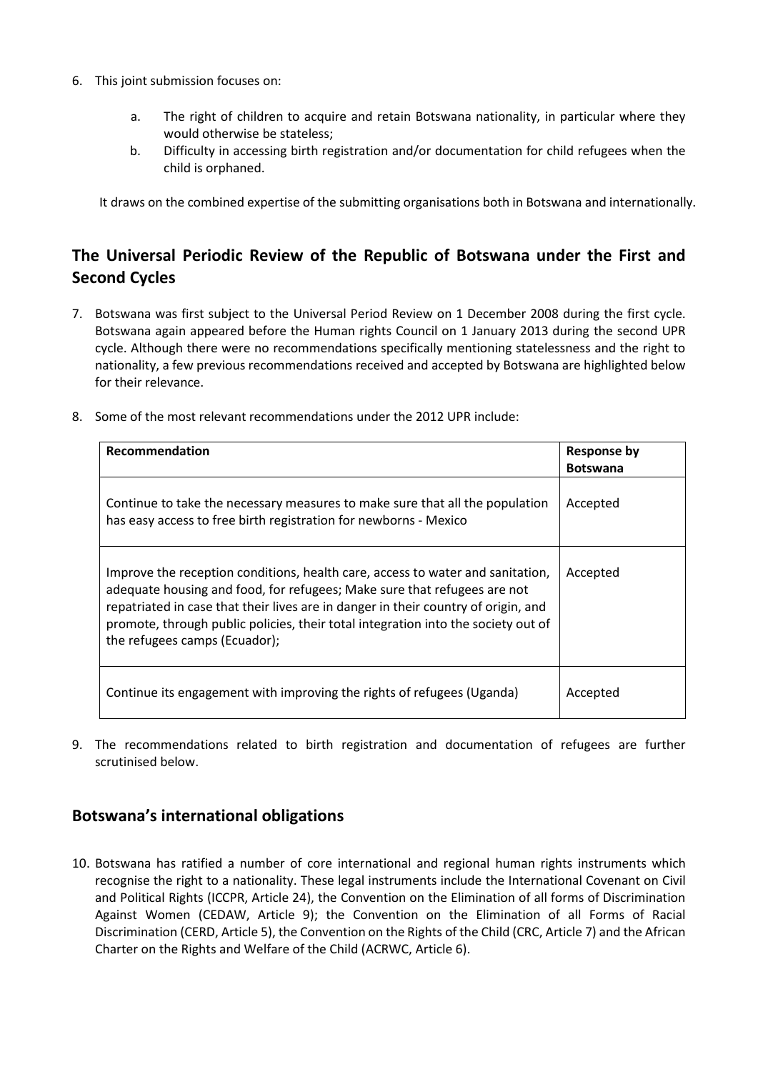6. This joint submission focuses on:

    a. The right of children to acquire and retain Botswana nationality, in particular where they would otherwise be stateless;
    b. Difficulty in accessing birth registration and/or documentation for child refugees when the child is orphaned.

It draws on the combined expertise of the submitting organisations both in Botswana and internationally.

## The Universal Periodic Review of the Republic of Botswana under the First and Second Cycles

7. Botswana was first subject to the Universal Period Review on 1 December 2008 during the first cycle. Botswana again appeared before the Human rights Council on 1 January 2013 during the second UPR cycle. Although there were no recommendations specifically mentioning statelessness and the right to nationality, a few previous recommendations received and accepted by Botswana are highlighted below for their relevance.

8. Some of the most relevant recommendations under the 2012 UPR include:

| **Recommendation** | **Response by Botswana** |
|---|---|
| Continue to take the necessary measures to make sure that all the population has easy access to free birth registration for newborns - Mexico | Accepted |
| Improve the reception conditions, health care, access to water and sanitation, adequate housing and food, for refugees; Make sure that refugees are not repatriated in case that their lives are in danger in their country of origin, and promote, through public policies, their total integration into the society out of the refugees camps (Ecuador); | Accepted |
| Continue its engagement with improving the rights of refugees (Uganda) | Accepted |

9. The recommendations related to birth registration and documentation of refugees are further scrutinised below.

## Botswana's international obligations

10. Botswana has ratified a number of core international and regional human rights instruments which recognise the right to a nationality. These legal instruments include the International Covenant on Civil and Political Rights (ICCPR, Article 24), the Convention on the Elimination of all forms of Discrimination Against Women (CEDAW, Article 9); the Convention on the Elimination of all Forms of Racial Discrimination (CERD, Article 5), the Convention on the Rights of the Child (CRC, Article 7) and the African Charter on the Rights and Welfare of the Child (ACRWC, Article 6).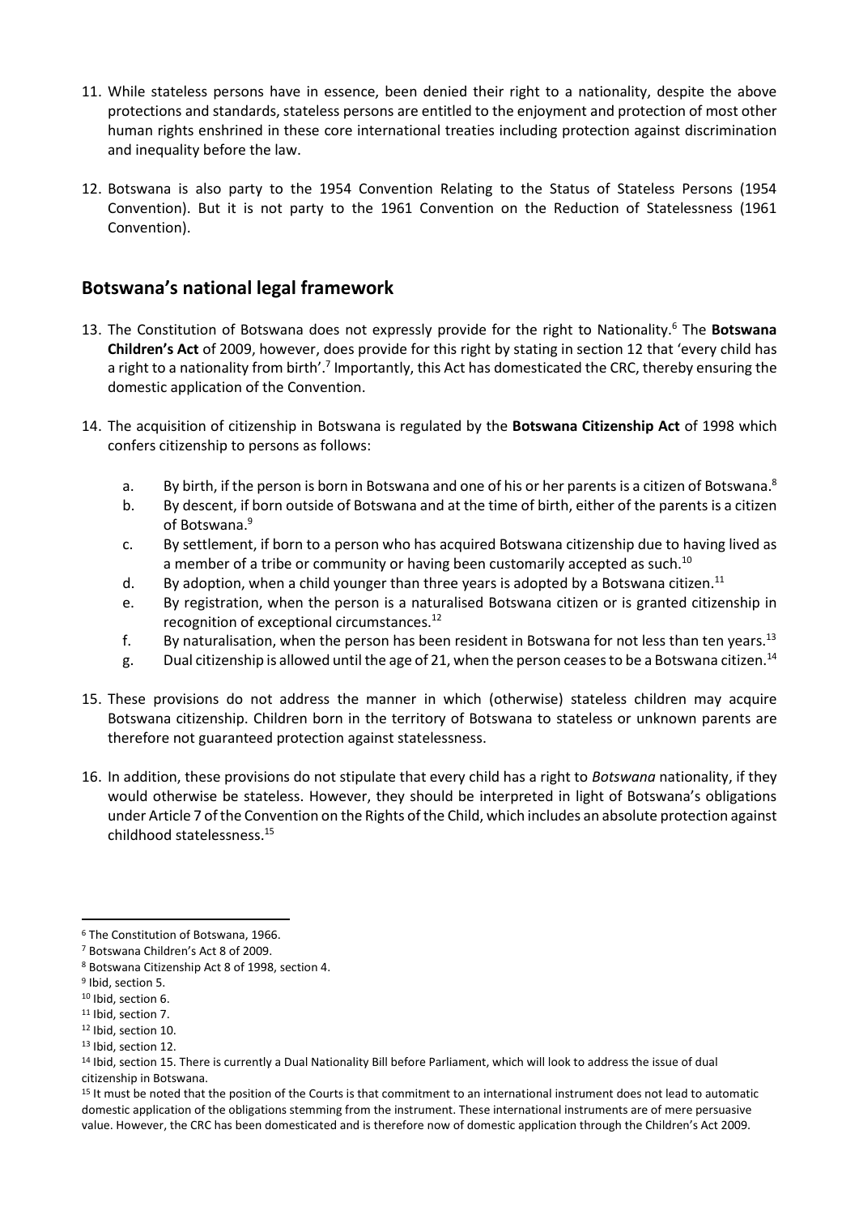11. While stateless persons have in essence, been denied their right to a nationality, despite the above protections and standards, stateless persons are entitled to the enjoyment and protection of most other human rights enshrined in these core international treaties including protection against discrimination and inequality before the law.

12. Botswana is also party to the 1954 Convention Relating to the Status of Stateless Persons (1954 Convention). But it is not party to the 1961 Convention on the Reduction of Statelessness (1961 Convention).

## Botswana's national legal framework

13. The Constitution of Botswana does not expressly provide for the right to Nationality.[6] The **Botswana Children's Act** of 2009, however, does provide for this right by stating in section 12 that 'every child has a right to a nationality from birth'.[7] Importantly, this Act has domesticated the CRC, thereby ensuring the domestic application of the Convention.

14. The acquisition of citizenship in Botswana is regulated by the **Botswana Citizenship Act** of 1998 which confers citizenship to persons as follows:

    a. By birth, if the person is born in Botswana and one of his or her parents is a citizen of Botswana.[8]
    b. By descent, if born outside of Botswana and at the time of birth, either of the parents is a citizen of Botswana.[9]
    c. By settlement, if born to a person who has acquired Botswana citizenship due to having lived as a member of a tribe or community or having been customarily accepted as such.[10]
    d. By adoption, when a child younger than three years is adopted by a Botswana citizen.[11]
    e. By registration, when the person is a naturalised Botswana citizen or is granted citizenship in recognition of exceptional circumstances.[12]
    f. By naturalisation, when the person has been resident in Botswana for not less than ten years.[13]
    g. Dual citizenship is allowed until the age of 21, when the person ceases to be a Botswana citizen.[14]

15. These provisions do not address the manner in which (otherwise) stateless children may acquire Botswana citizenship. Children born in the territory of Botswana to stateless or unknown parents are therefore not guaranteed protection against statelessness.

16. In addition, these provisions do not stipulate that every child has a right to *Botswana* nationality, if they would otherwise be stateless. However, they should be interpreted in light of Botswana's obligations under Article 7 of the Convention on the Rights of the Child, which includes an absolute protection against childhood statelessness.[15]

---

[6] The Constitution of Botswana, 1966.

[7] Botswana Children's Act 8 of 2009.

[8] Botswana Citizenship Act 8 of 1998, section 4.

[9] Ibid, section 5.

[10] Ibid, section 6.

[11] Ibid, section 7.

[12] Ibid, section 10.

[13] Ibid, section 12.

[14] Ibid, section 15. There is currently a Dual Nationality Bill before Parliament, which will look to address the issue of dual citizenship in Botswana.

[15] It must be noted that the position of the Courts is that commitment to an international instrument does not lead to automatic domestic application of the obligations stemming from the instrument. These international instruments are of mere persuasive value. However, the CRC has been domesticated and is therefore now of domestic application through the Children's Act 2009.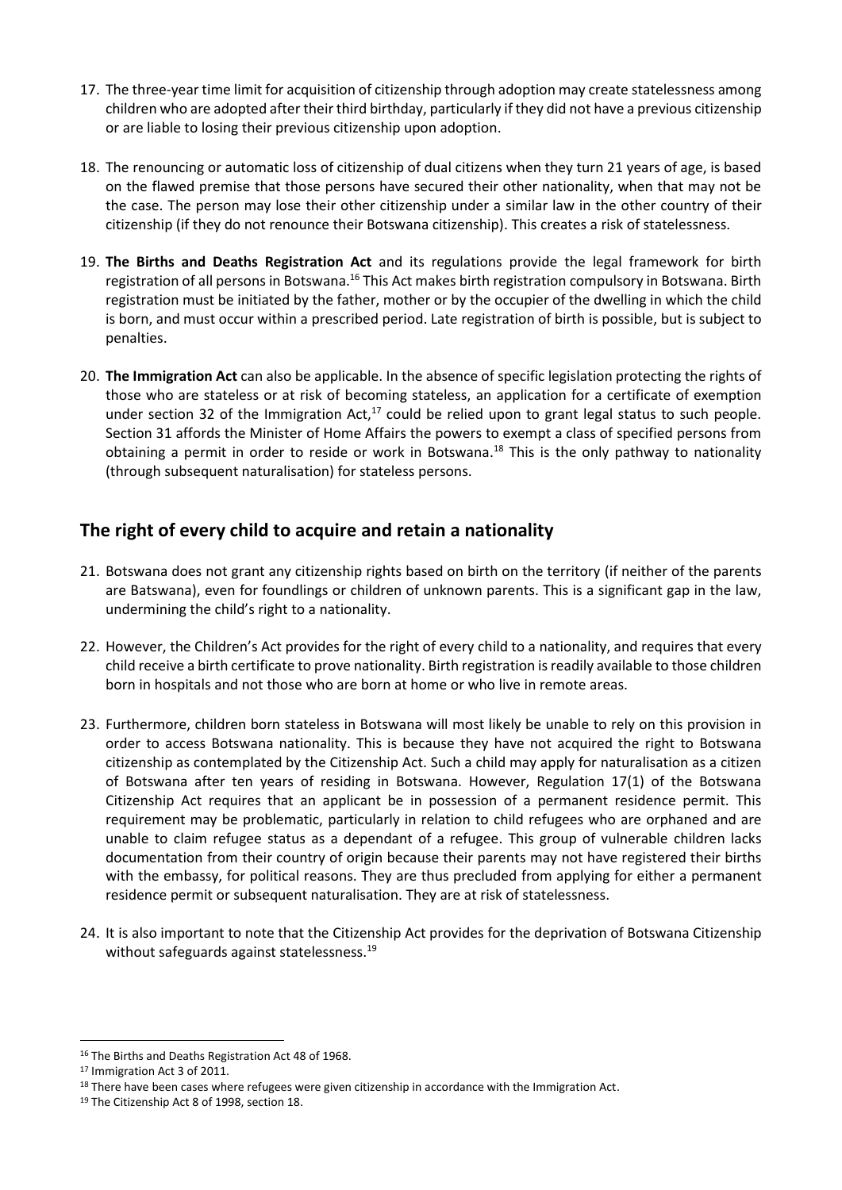17. The three-year time limit for acquisition of citizenship through adoption may create statelessness among children who are adopted after their third birthday, particularly if they did not have a previous citizenship or are liable to losing their previous citizenship upon adoption.

18. The renouncing or automatic loss of citizenship of dual citizens when they turn 21 years of age, is based on the flawed premise that those persons have secured their other nationality, when that may not be the case. The person may lose their other citizenship under a similar law in the other country of their citizenship (if they do not renounce their Botswana citizenship). This creates a risk of statelessness.

19. **The Births and Deaths Registration Act** and its regulations provide the legal framework for birth registration of all persons in Botswana.[16] This Act makes birth registration compulsory in Botswana. Birth registration must be initiated by the father, mother or by the occupier of the dwelling in which the child is born, and must occur within a prescribed period. Late registration of birth is possible, but is subject to penalties.

20. **The Immigration Act** can also be applicable. In the absence of specific legislation protecting the rights of those who are stateless or at risk of becoming stateless, an application for a certificate of exemption under section 32 of the Immigration Act,[17] could be relied upon to grant legal status to such people. Section 31 affords the Minister of Home Affairs the powers to exempt a class of specified persons from obtaining a permit in order to reside or work in Botswana.[18] This is the only pathway to nationality (through subsequent naturalisation) for stateless persons.

## The right of every child to acquire and retain a nationality

21. Botswana does not grant any citizenship rights based on birth on the territory (if neither of the parents are Batswana), even for foundlings or children of unknown parents. This is a significant gap in the law, undermining the child's right to a nationality.

22. However, the Children's Act provides for the right of every child to a nationality, and requires that every child receive a birth certificate to prove nationality. Birth registration is readily available to those children born in hospitals and not those who are born at home or who live in remote areas.

23. Furthermore, children born stateless in Botswana will most likely be unable to rely on this provision in order to access Botswana nationality. This is because they have not acquired the right to Botswana citizenship as contemplated by the Citizenship Act. Such a child may apply for naturalisation as a citizen of Botswana after ten years of residing in Botswana. However, Regulation 17(1) of the Botswana Citizenship Act requires that an applicant be in possession of a permanent residence permit. This requirement may be problematic, particularly in relation to child refugees who are orphaned and are unable to claim refugee status as a dependant of a refugee. This group of vulnerable children lacks documentation from their country of origin because their parents may not have registered their births with the embassy, for political reasons. They are thus precluded from applying for either a permanent residence permit or subsequent naturalisation. They are at risk of statelessness.

24. It is also important to note that the Citizenship Act provides for the deprivation of Botswana Citizenship without safeguards against statelessness.[19]

---

[16] The Births and Deaths Registration Act 48 of 1968.

[17] Immigration Act 3 of 2011.

[18] There have been cases where refugees were given citizenship in accordance with the Immigration Act.

[19] The Citizenship Act 8 of 1998, section 18.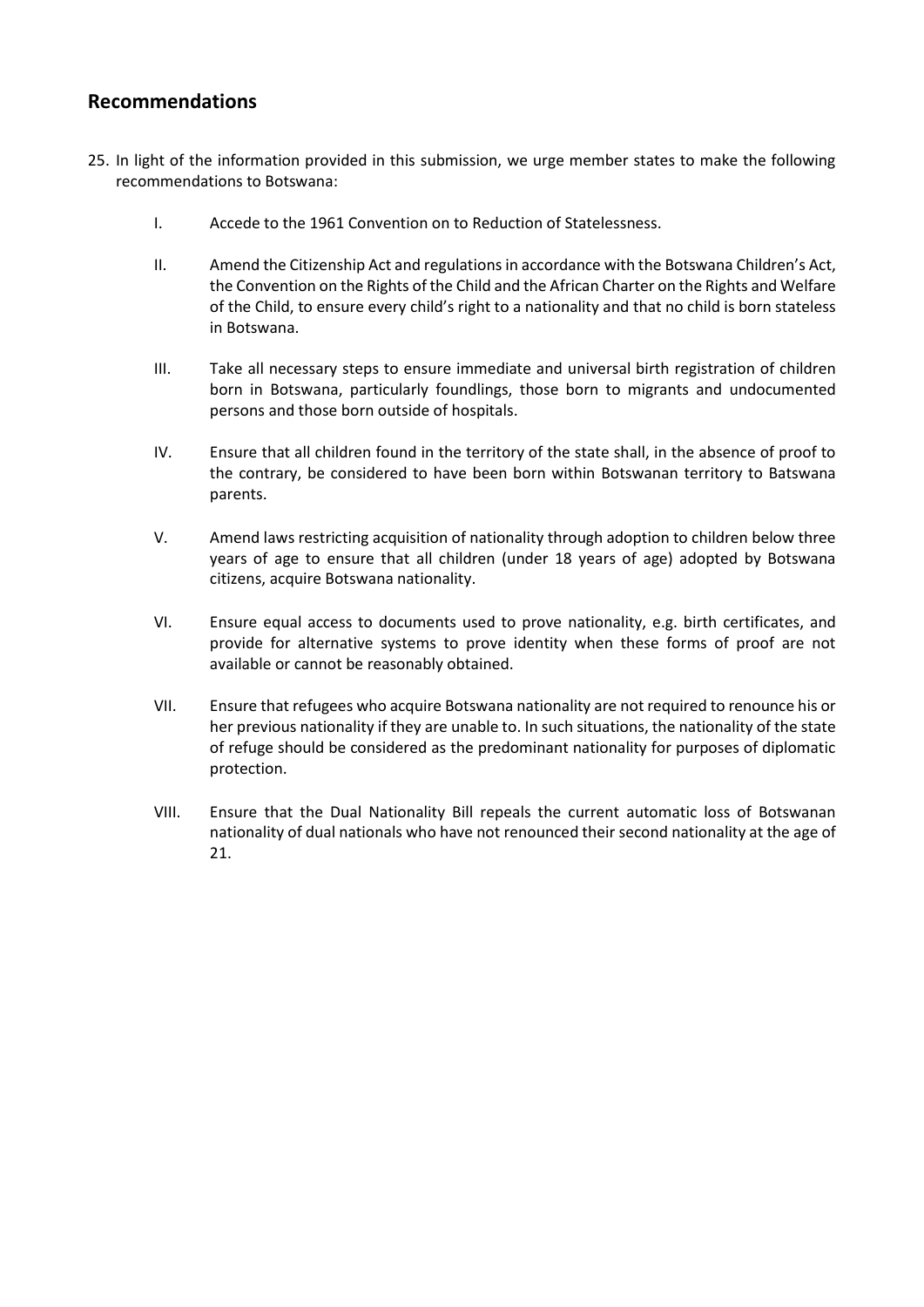## Recommendations

25. In light of the information provided in this submission, we urge member states to make the following recommendations to Botswana:

    I. Accede to the 1961 Convention on to Reduction of Statelessness.

    II. Amend the Citizenship Act and regulations in accordance with the Botswana Children's Act, the Convention on the Rights of the Child and the African Charter on the Rights and Welfare of the Child, to ensure every child's right to a nationality and that no child is born stateless in Botswana.

    III. Take all necessary steps to ensure immediate and universal birth registration of children born in Botswana, particularly foundlings, those born to migrants and undocumented persons and those born outside of hospitals.

    IV. Ensure that all children found in the territory of the state shall, in the absence of proof to the contrary, be considered to have been born within Botswanan territory to Batswana parents.

    V. Amend laws restricting acquisition of nationality through adoption to children below three years of age to ensure that all children (under 18 years of age) adopted by Botswana citizens, acquire Botswana nationality.

    VI. Ensure equal access to documents used to prove nationality, e.g. birth certificates, and provide for alternative systems to prove identity when these forms of proof are not available or cannot be reasonably obtained.

    VII. Ensure that refugees who acquire Botswana nationality are not required to renounce his or her previous nationality if they are unable to. In such situations, the nationality of the state of refuge should be considered as the predominant nationality for purposes of diplomatic protection.

    VIII. Ensure that the Dual Nationality Bill repeals the current automatic loss of Botswanan nationality of dual nationals who have not renounced their second nationality at the age of 21.